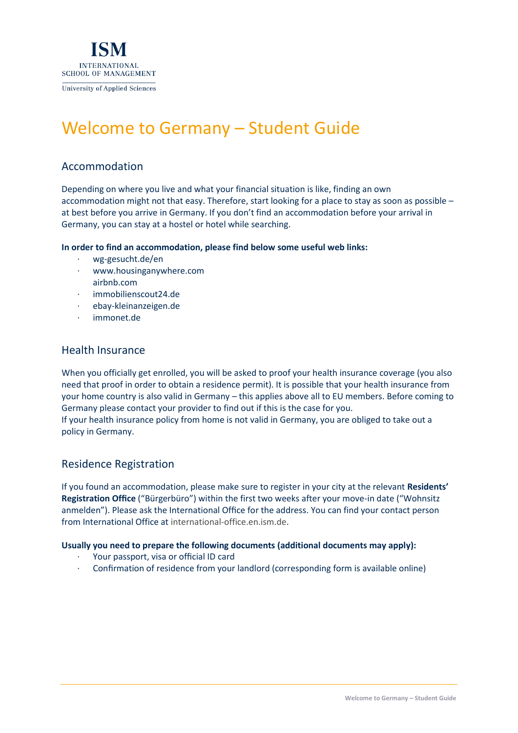ISM
INTERNATIONAL
SCHOOL OF MANAGEMENT
University of Applied Sciences

# Welcome to Germany – Student Guide

## Accommodation

Depending on where you live and what your financial situation is like, finding an own accommodation might not that easy. Therefore, start looking for a place to stay as soon as possible – at best before you arrive in Germany. If you don't find an accommodation before your arrival in Germany, you can stay at a hostel or hotel while searching.

**In order to find an accommodation, please find below some useful web links:**

- wg-gesucht.de/en
- www.housinganywhere.com
  airbnb.com
- immobilienscout24.de
- ebay-kleinanzeigen.de
- immonet.de

## Health Insurance

When you officially get enrolled, you will be asked to proof your health insurance coverage (you also need that proof in order to obtain a residence permit). It is possible that your health insurance from your home country is also valid in Germany – this applies above all to EU members. Before coming to Germany please contact your provider to find out if this is the case for you.
If your health insurance policy from home is not valid in Germany, you are obliged to take out a policy in Germany.

## Residence Registration

If you found an accommodation, please make sure to register in your city at the relevant **Residents' Registration Office** ("Bürgerbüro") within the first two weeks after your move-in date ("Wohnsitz anmelden"). Please ask the International Office for the address. You can find your contact person from International Office at international-office.en.ism.de.

**Usually you need to prepare the following documents (additional documents may apply):**

- Your passport, visa or official ID card
- Confirmation of residence from your landlord (corresponding form is available online)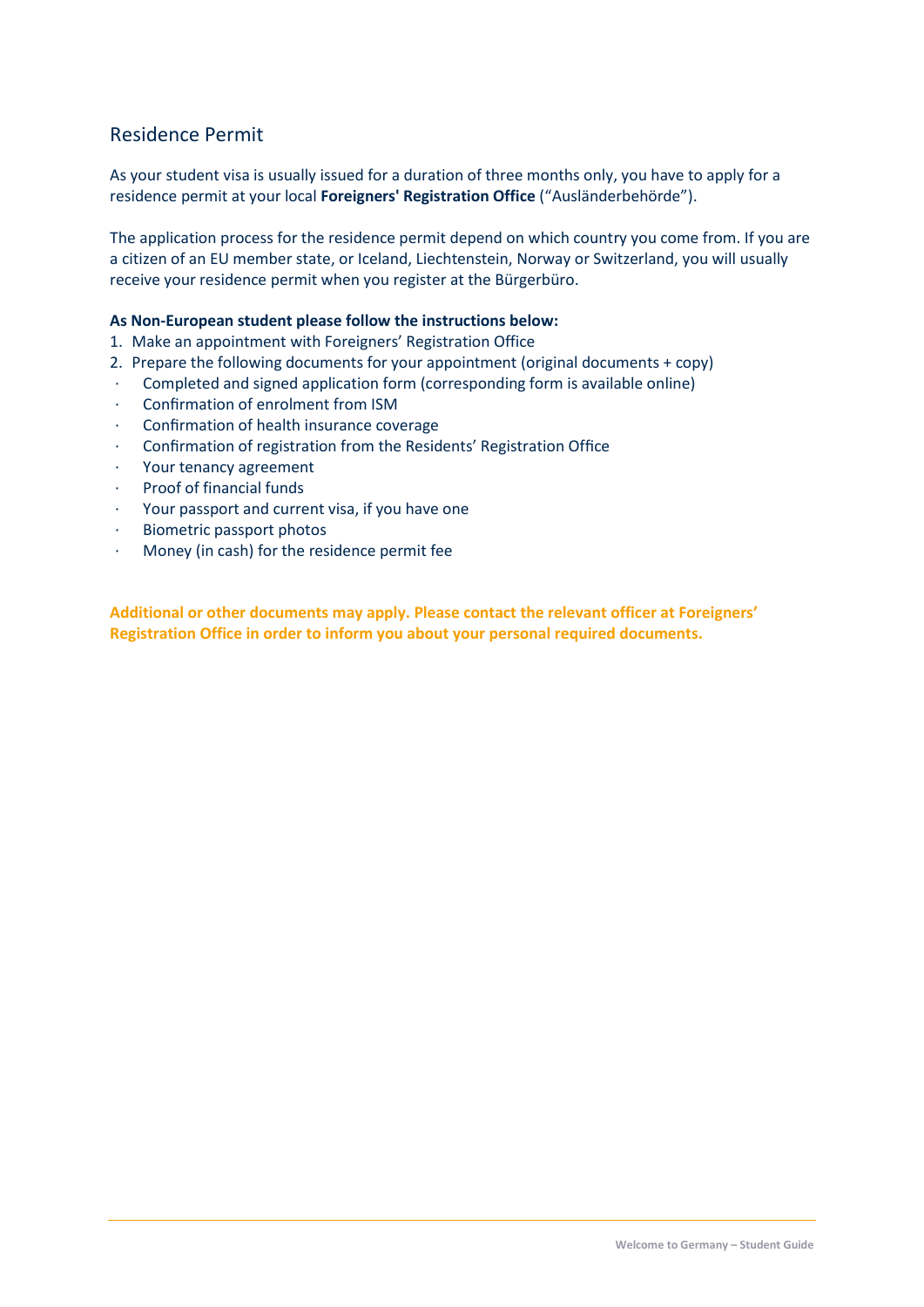## Residence Permit

As your student visa is usually issued for a duration of three months only, you have to apply for a residence permit at your local **Foreigners' Registration Office** ("Ausländerbehörde").

The application process for the residence permit depend on which country you come from. If you are a citizen of an EU member state, or Iceland, Liechtenstein, Norway or Switzerland, you will usually receive your residence permit when you register at the Bürgerbüro.

**As Non-European student please follow the instructions below:**

1. Make an appointment with Foreigners' Registration Office
2. Prepare the following documents for your appointment (original documents + copy)

- Completed and signed application form (corresponding form is available online)
- Confirmation of enrolment from ISM
- Confirmation of health insurance coverage
- Confirmation of registration from the Residents' Registration Office
- Your tenancy agreement
- Proof of financial funds
- Your passport and current visa, if you have one
- Biometric passport photos
- Money (in cash) for the residence permit fee

**Additional or other documents may apply. Please contact the relevant officer at Foreigners' Registration Office in order to inform you about your personal required documents.**